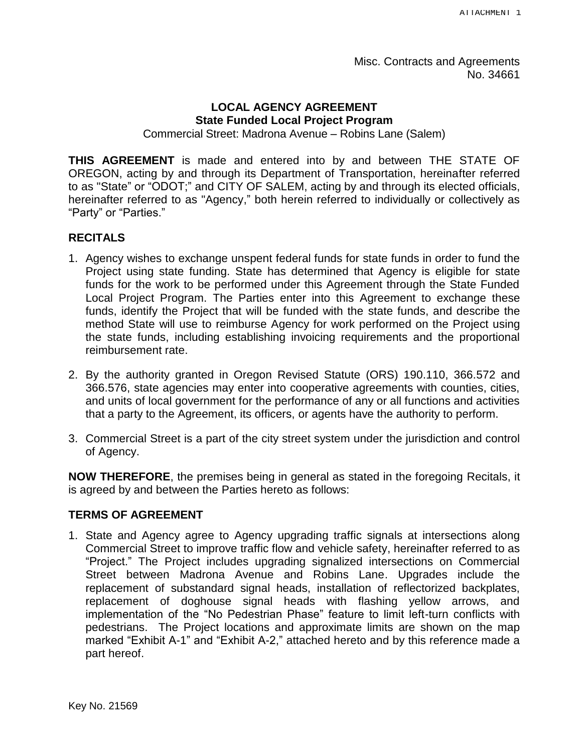Misc. Contracts and Agreements
No. 34661

# LOCAL AGENCY AGREEMENT
## State Funded Local Project Program
Commercial Street: Madrona Avenue – Robins Lane (Salem)

**THIS AGREEMENT** is made and entered into by and between THE STATE OF OREGON, acting by and through its Department of Transportation, hereinafter referred to as "State" or "ODOT;" and CITY OF SALEM, acting by and through its elected officials, hereinafter referred to as "Agency," both herein referred to individually or collectively as "Party" or "Parties."

## RECITALS

1. Agency wishes to exchange unspent federal funds for state funds in order to fund the Project using state funding. State has determined that Agency is eligible for state funds for the work to be performed under this Agreement through the State Funded Local Project Program. The Parties enter into this Agreement to exchange these funds, identify the Project that will be funded with the state funds, and describe the method State will use to reimburse Agency for work performed on the Project using the state funds, including establishing invoicing requirements and the proportional reimbursement rate.

2. By the authority granted in Oregon Revised Statute (ORS) 190.110, 366.572 and 366.576, state agencies may enter into cooperative agreements with counties, cities, and units of local government for the performance of any or all functions and activities that a party to the Agreement, its officers, or agents have the authority to perform.

3. Commercial Street is a part of the city street system under the jurisdiction and control of Agency.

**NOW THEREFORE**, the premises being in general as stated in the foregoing Recitals, it is agreed by and between the Parties hereto as follows:

## TERMS OF AGREEMENT

1. State and Agency agree to Agency upgrading traffic signals at intersections along Commercial Street to improve traffic flow and vehicle safety, hereinafter referred to as "Project." The Project includes upgrading signalized intersections on Commercial Street between Madrona Avenue and Robins Lane. Upgrades include the replacement of substandard signal heads, installation of reflectorized backplates, replacement of doghouse signal heads with flashing yellow arrows, and implementation of the "No Pedestrian Phase" feature to limit left-turn conflicts with pedestrians. The Project locations and approximate limits are shown on the map marked "Exhibit A-1" and "Exhibit A-2," attached hereto and by this reference made a part hereof.

Key No. 21569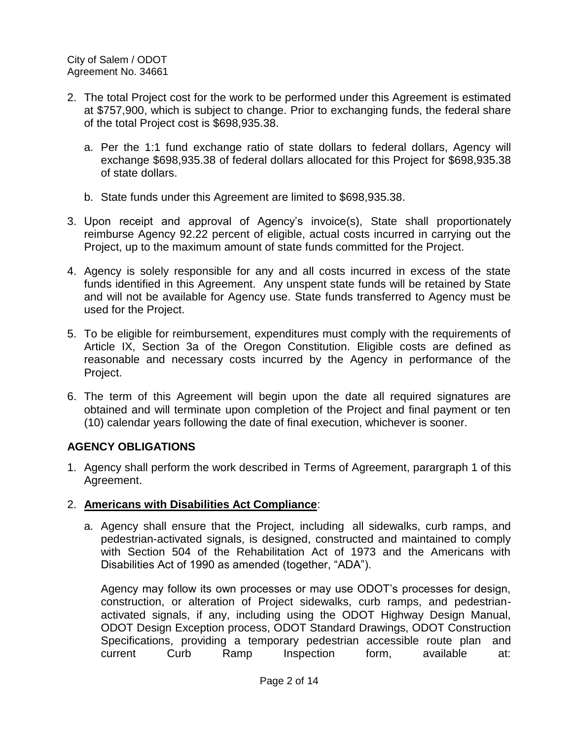2. The total Project cost for the work to be performed under this Agreement is estimated at $757,900, which is subject to change. Prior to exchanging funds, the federal share of the total Project cost is $698,935.38.

   a. Per the 1:1 fund exchange ratio of state dollars to federal dollars, Agency will exchange $698,935.38 of federal dollars allocated for this Project for $698,935.38 of state dollars.

   b. State funds under this Agreement are limited to $698,935.38.

3. Upon receipt and approval of Agency's invoice(s), State shall proportionately reimburse Agency 92.22 percent of eligible, actual costs incurred in carrying out the Project, up to the maximum amount of state funds committed for the Project.

4. Agency is solely responsible for any and all costs incurred in excess of the state funds identified in this Agreement. Any unspent state funds will be retained by State and will not be available for Agency use. State funds transferred to Agency must be used for the Project.

5. To be eligible for reimbursement, expenditures must comply with the requirements of Article IX, Section 3a of the Oregon Constitution. Eligible costs are defined as reasonable and necessary costs incurred by the Agency in performance of the Project.

6. The term of this Agreement will begin upon the date all required signatures are obtained and will terminate upon completion of the Project and final payment or ten (10) calendar years following the date of final execution, whichever is sooner.

## AGENCY OBLIGATIONS

1. Agency shall perform the work described in Terms of Agreement, parargraph 1 of this Agreement.

2. **Americans with Disabilities Act Compliance**:

   a. Agency shall ensure that the Project, including all sidewalks, curb ramps, and pedestrian-activated signals, is designed, constructed and maintained to comply with Section 504 of the Rehabilitation Act of 1973 and the Americans with Disabilities Act of 1990 as amended (together, "ADA").

   Agency may follow its own processes or may use ODOT's processes for design, construction, or alteration of Project sidewalks, curb ramps, and pedestrian-activated signals, if any, including using the ODOT Highway Design Manual, ODOT Design Exception process, ODOT Standard Drawings, ODOT Construction Specifications, providing a temporary pedestrian accessible route plan and current Curb Ramp Inspection form, available at: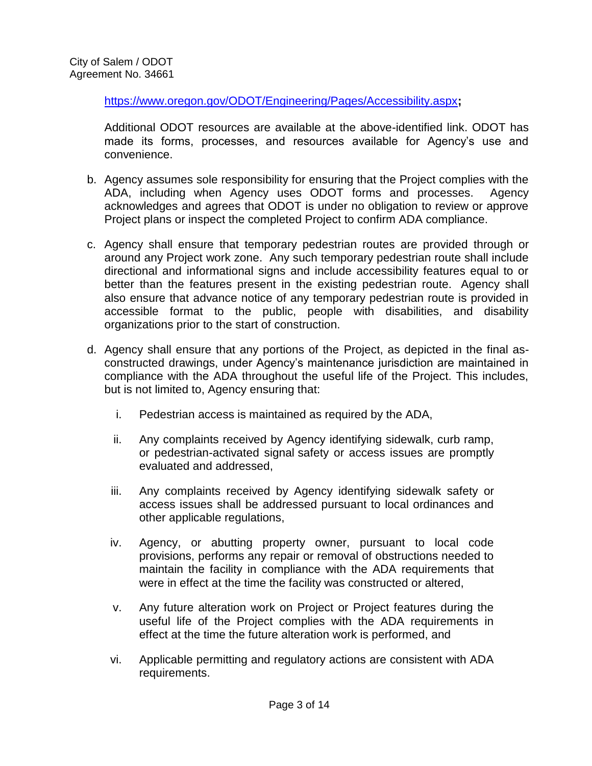https://www.oregon.gov/ODOT/Engineering/Pages/Accessibility.aspx**;**

Additional ODOT resources are available at the above-identified link. ODOT has made its forms, processes, and resources available for Agency's use and convenience.

b. Agency assumes sole responsibility for ensuring that the Project complies with the ADA, including when Agency uses ODOT forms and processes. Agency acknowledges and agrees that ODOT is under no obligation to review or approve Project plans or inspect the completed Project to confirm ADA compliance.

c. Agency shall ensure that temporary pedestrian routes are provided through or around any Project work zone. Any such temporary pedestrian route shall include directional and informational signs and include accessibility features equal to or better than the features present in the existing pedestrian route. Agency shall also ensure that advance notice of any temporary pedestrian route is provided in accessible format to the public, people with disabilities, and disability organizations prior to the start of construction.

d. Agency shall ensure that any portions of the Project, as depicted in the final as-constructed drawings, under Agency's maintenance jurisdiction are maintained in compliance with the ADA throughout the useful life of the Project. This includes, but is not limited to, Agency ensuring that:

   i. Pedestrian access is maintained as required by the ADA,

   ii. Any complaints received by Agency identifying sidewalk, curb ramp, or pedestrian-activated signal safety or access issues are promptly evaluated and addressed,

   iii. Any complaints received by Agency identifying sidewalk safety or access issues shall be addressed pursuant to local ordinances and other applicable regulations,

   iv. Agency, or abutting property owner, pursuant to local code provisions, performs any repair or removal of obstructions needed to maintain the facility in compliance with the ADA requirements that were in effect at the time the facility was constructed or altered,

   v. Any future alteration work on Project or Project features during the useful life of the Project complies with the ADA requirements in effect at the time the future alteration work is performed, and

   vi. Applicable permitting and regulatory actions are consistent with ADA requirements.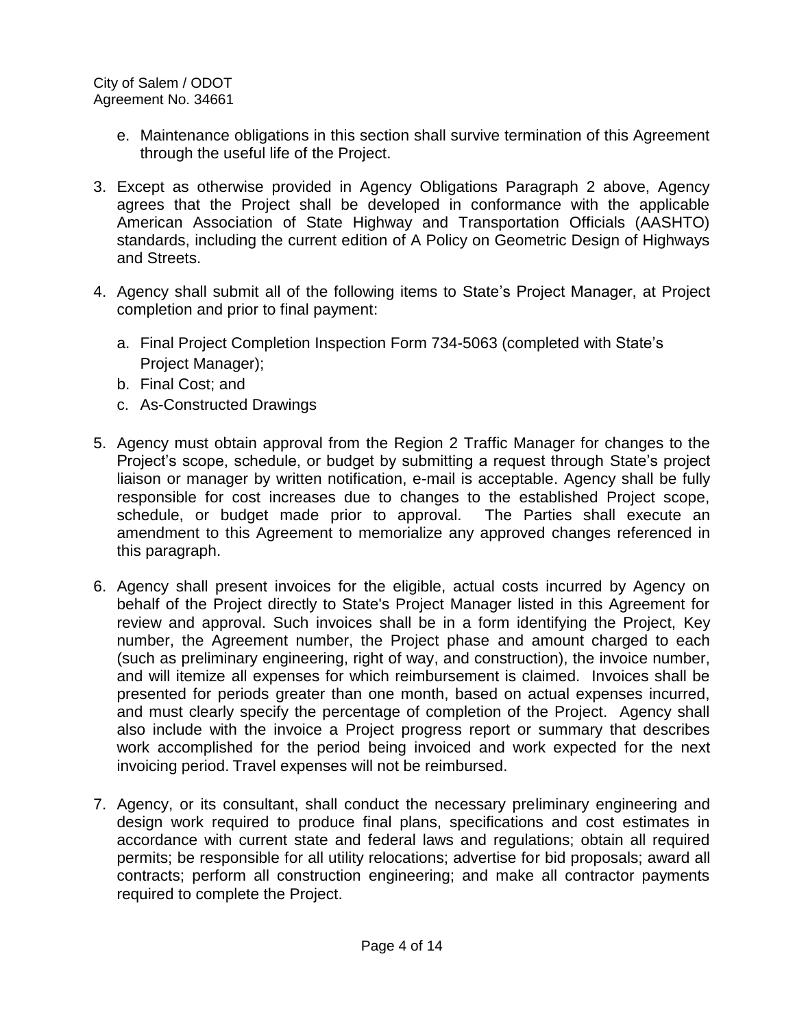e. Maintenance obligations in this section shall survive termination of this Agreement through the useful life of the Project.

3. Except as otherwise provided in Agency Obligations Paragraph 2 above, Agency agrees that the Project shall be developed in conformance with the applicable American Association of State Highway and Transportation Officials (AASHTO) standards, including the current edition of A Policy on Geometric Design of Highways and Streets.

4. Agency shall submit all of the following items to State's Project Manager, at Project completion and prior to final payment:

   a. Final Project Completion Inspection Form 734-5063 (completed with State's Project Manager);
   b. Final Cost; and
   c. As-Constructed Drawings

5. Agency must obtain approval from the Region 2 Traffic Manager for changes to the Project's scope, schedule, or budget by submitting a request through State's project liaison or manager by written notification, e-mail is acceptable. Agency shall be fully responsible for cost increases due to changes to the established Project scope, schedule, or budget made prior to approval. The Parties shall execute an amendment to this Agreement to memorialize any approved changes referenced in this paragraph.

6. Agency shall present invoices for the eligible, actual costs incurred by Agency on behalf of the Project directly to State's Project Manager listed in this Agreement for review and approval. Such invoices shall be in a form identifying the Project, Key number, the Agreement number, the Project phase and amount charged to each (such as preliminary engineering, right of way, and construction), the invoice number, and will itemize all expenses for which reimbursement is claimed. Invoices shall be presented for periods greater than one month, based on actual expenses incurred, and must clearly specify the percentage of completion of the Project. Agency shall also include with the invoice a Project progress report or summary that describes work accomplished for the period being invoiced and work expected for the next invoicing period. Travel expenses will not be reimbursed.

7. Agency, or its consultant, shall conduct the necessary preliminary engineering and design work required to produce final plans, specifications and cost estimates in accordance with current state and federal laws and regulations; obtain all required permits; be responsible for all utility relocations; advertise for bid proposals; award all contracts; perform all construction engineering; and make all contractor payments required to complete the Project.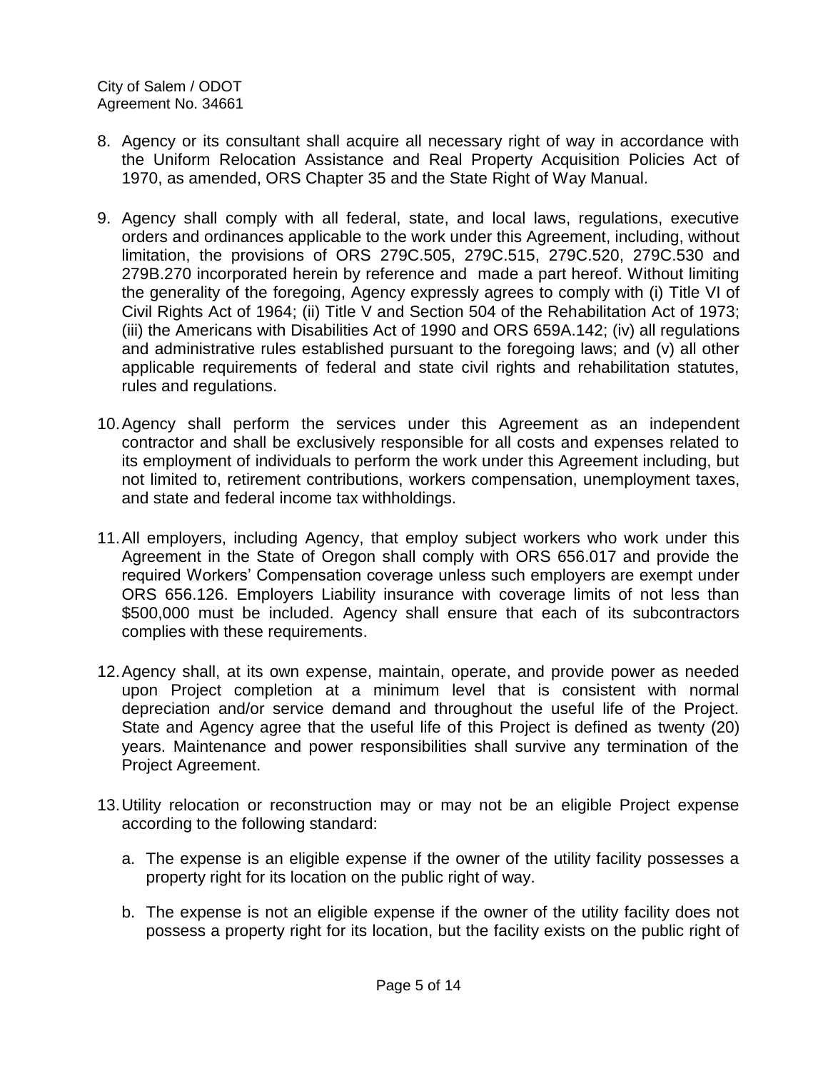8. Agency or its consultant shall acquire all necessary right of way in accordance with the Uniform Relocation Assistance and Real Property Acquisition Policies Act of 1970, as amended, ORS Chapter 35 and the State Right of Way Manual.

9. Agency shall comply with all federal, state, and local laws, regulations, executive orders and ordinances applicable to the work under this Agreement, including, without limitation, the provisions of ORS 279C.505, 279C.515, 279C.520, 279C.530 and 279B.270 incorporated herein by reference and made a part hereof. Without limiting the generality of the foregoing, Agency expressly agrees to comply with (i) Title VI of Civil Rights Act of 1964; (ii) Title V and Section 504 of the Rehabilitation Act of 1973; (iii) the Americans with Disabilities Act of 1990 and ORS 659A.142; (iv) all regulations and administrative rules established pursuant to the foregoing laws; and (v) all other applicable requirements of federal and state civil rights and rehabilitation statutes, rules and regulations.

10. Agency shall perform the services under this Agreement as an independent contractor and shall be exclusively responsible for all costs and expenses related to its employment of individuals to perform the work under this Agreement including, but not limited to, retirement contributions, workers compensation, unemployment taxes, and state and federal income tax withholdings.

11. All employers, including Agency, that employ subject workers who work under this Agreement in the State of Oregon shall comply with ORS 656.017 and provide the required Workers' Compensation coverage unless such employers are exempt under ORS 656.126. Employers Liability insurance with coverage limits of not less than $500,000 must be included. Agency shall ensure that each of its subcontractors complies with these requirements.

12. Agency shall, at its own expense, maintain, operate, and provide power as needed upon Project completion at a minimum level that is consistent with normal depreciation and/or service demand and throughout the useful life of the Project. State and Agency agree that the useful life of this Project is defined as twenty (20) years. Maintenance and power responsibilities shall survive any termination of the Project Agreement.

13. Utility relocation or reconstruction may or may not be an eligible Project expense according to the following standard:

    a. The expense is an eligible expense if the owner of the utility facility possesses a property right for its location on the public right of way.

    b. The expense is not an eligible expense if the owner of the utility facility does not possess a property right for its location, but the facility exists on the public right of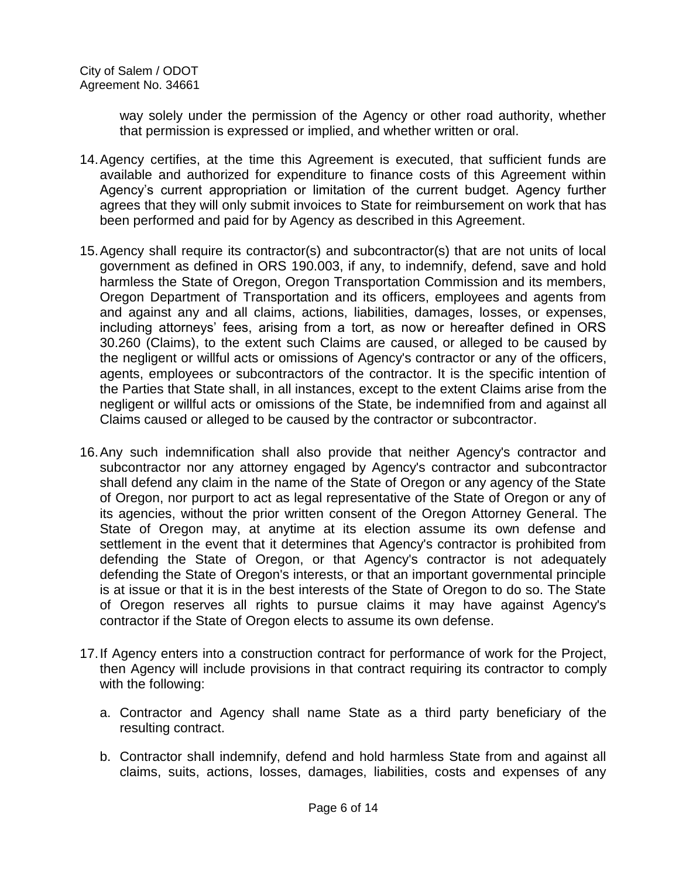way solely under the permission of the Agency or other road authority, whether that permission is expressed or implied, and whether written or oral.

14. Agency certifies, at the time this Agreement is executed, that sufficient funds are available and authorized for expenditure to finance costs of this Agreement within Agency's current appropriation or limitation of the current budget. Agency further agrees that they will only submit invoices to State for reimbursement on work that has been performed and paid for by Agency as described in this Agreement.

15. Agency shall require its contractor(s) and subcontractor(s) that are not units of local government as defined in ORS 190.003, if any, to indemnify, defend, save and hold harmless the State of Oregon, Oregon Transportation Commission and its members, Oregon Department of Transportation and its officers, employees and agents from and against any and all claims, actions, liabilities, damages, losses, or expenses, including attorneys' fees, arising from a tort, as now or hereafter defined in ORS 30.260 (Claims), to the extent such Claims are caused, or alleged to be caused by the negligent or willful acts or omissions of Agency's contractor or any of the officers, agents, employees or subcontractors of the contractor. It is the specific intention of the Parties that State shall, in all instances, except to the extent Claims arise from the negligent or willful acts or omissions of the State, be indemnified from and against all Claims caused or alleged to be caused by the contractor or subcontractor.

16. Any such indemnification shall also provide that neither Agency's contractor and subcontractor nor any attorney engaged by Agency's contractor and subcontractor shall defend any claim in the name of the State of Oregon or any agency of the State of Oregon, nor purport to act as legal representative of the State of Oregon or any of its agencies, without the prior written consent of the Oregon Attorney General. The State of Oregon may, at anytime at its election assume its own defense and settlement in the event that it determines that Agency's contractor is prohibited from defending the State of Oregon, or that Agency's contractor is not adequately defending the State of Oregon's interests, or that an important governmental principle is at issue or that it is in the best interests of the State of Oregon to do so. The State of Oregon reserves all rights to pursue claims it may have against Agency's contractor if the State of Oregon elects to assume its own defense.

17. If Agency enters into a construction contract for performance of work for the Project, then Agency will include provisions in that contract requiring its contractor to comply with the following:

    a. Contractor and Agency shall name State as a third party beneficiary of the resulting contract.

    b. Contractor shall indemnify, defend and hold harmless State from and against all claims, suits, actions, losses, damages, liabilities, costs and expenses of any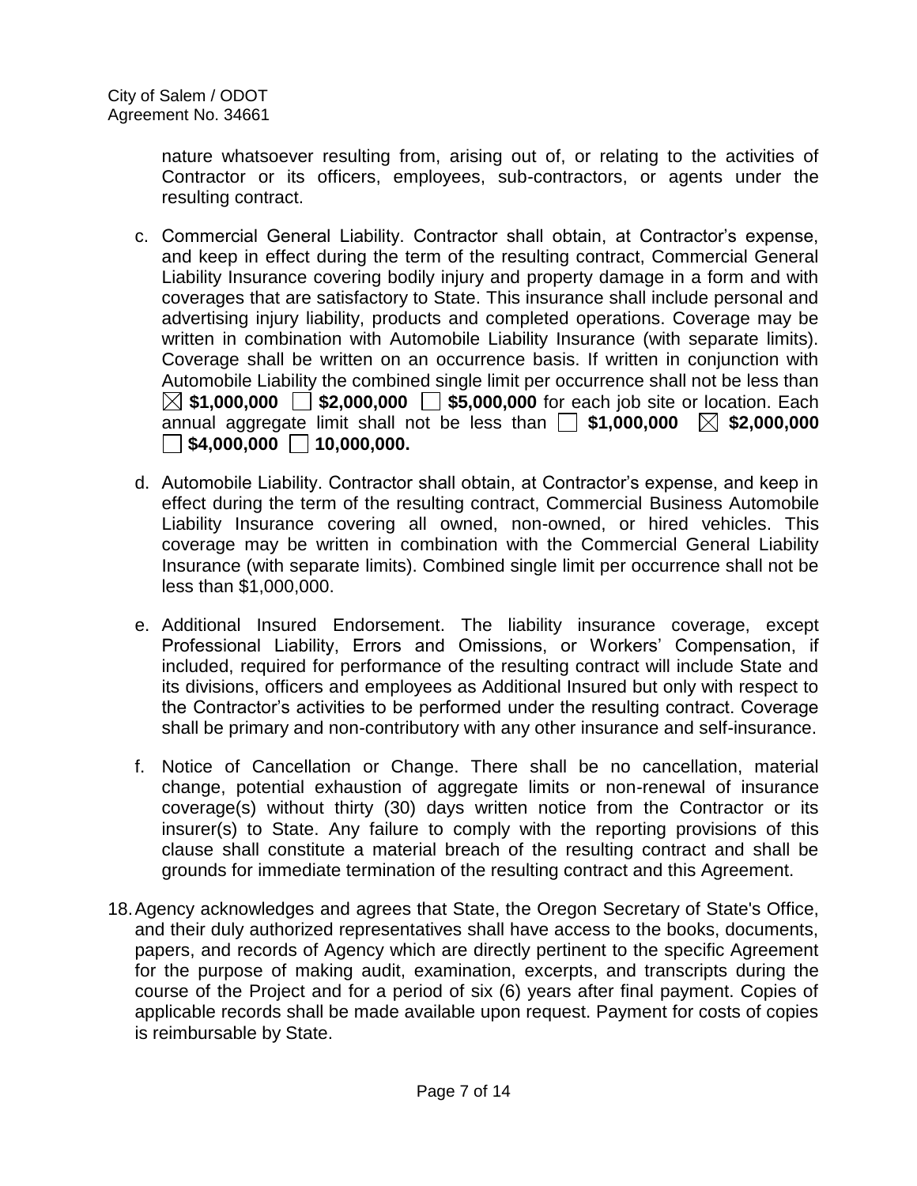nature whatsoever resulting from, arising out of, or relating to the activities of Contractor or its officers, employees, sub-contractors, or agents under the resulting contract.

c. Commercial General Liability. Contractor shall obtain, at Contractor's expense, and keep in effect during the term of the resulting contract, Commercial General Liability Insurance covering bodily injury and property damage in a form and with coverages that are satisfactory to State. This insurance shall include personal and advertising injury liability, products and completed operations. Coverage may be written in combination with Automobile Liability Insurance (with separate limits). Coverage shall be written on an occurrence basis. If written in conjunction with Automobile Liability the combined single limit per occurrence shall not be less than ☒ **$1,000,000** ☐ **$2,000,000** ☐ **$5,000,000** for each job site or location. Each annual aggregate limit shall not be less than ☐ **$1,000,000** ☒ **$2,000,000** ☐ **$4,000,000** ☐ **10,000,000.**

d. Automobile Liability. Contractor shall obtain, at Contractor's expense, and keep in effect during the term of the resulting contract, Commercial Business Automobile Liability Insurance covering all owned, non-owned, or hired vehicles. This coverage may be written in combination with the Commercial General Liability Insurance (with separate limits). Combined single limit per occurrence shall not be less than $1,000,000.

e. Additional Insured Endorsement. The liability insurance coverage, except Professional Liability, Errors and Omissions, or Workers' Compensation, if included, required for performance of the resulting contract will include State and its divisions, officers and employees as Additional Insured but only with respect to the Contractor's activities to be performed under the resulting contract. Coverage shall be primary and non-contributory with any other insurance and self-insurance.

f. Notice of Cancellation or Change. There shall be no cancellation, material change, potential exhaustion of aggregate limits or non-renewal of insurance coverage(s) without thirty (30) days written notice from the Contractor or its insurer(s) to State. Any failure to comply with the reporting provisions of this clause shall constitute a material breach of the resulting contract and shall be grounds for immediate termination of the resulting contract and this Agreement.

18. Agency acknowledges and agrees that State, the Oregon Secretary of State's Office, and their duly authorized representatives shall have access to the books, documents, papers, and records of Agency which are directly pertinent to the specific Agreement for the purpose of making audit, examination, excerpts, and transcripts during the course of the Project and for a period of six (6) years after final payment. Copies of applicable records shall be made available upon request. Payment for costs of copies is reimbursable by State.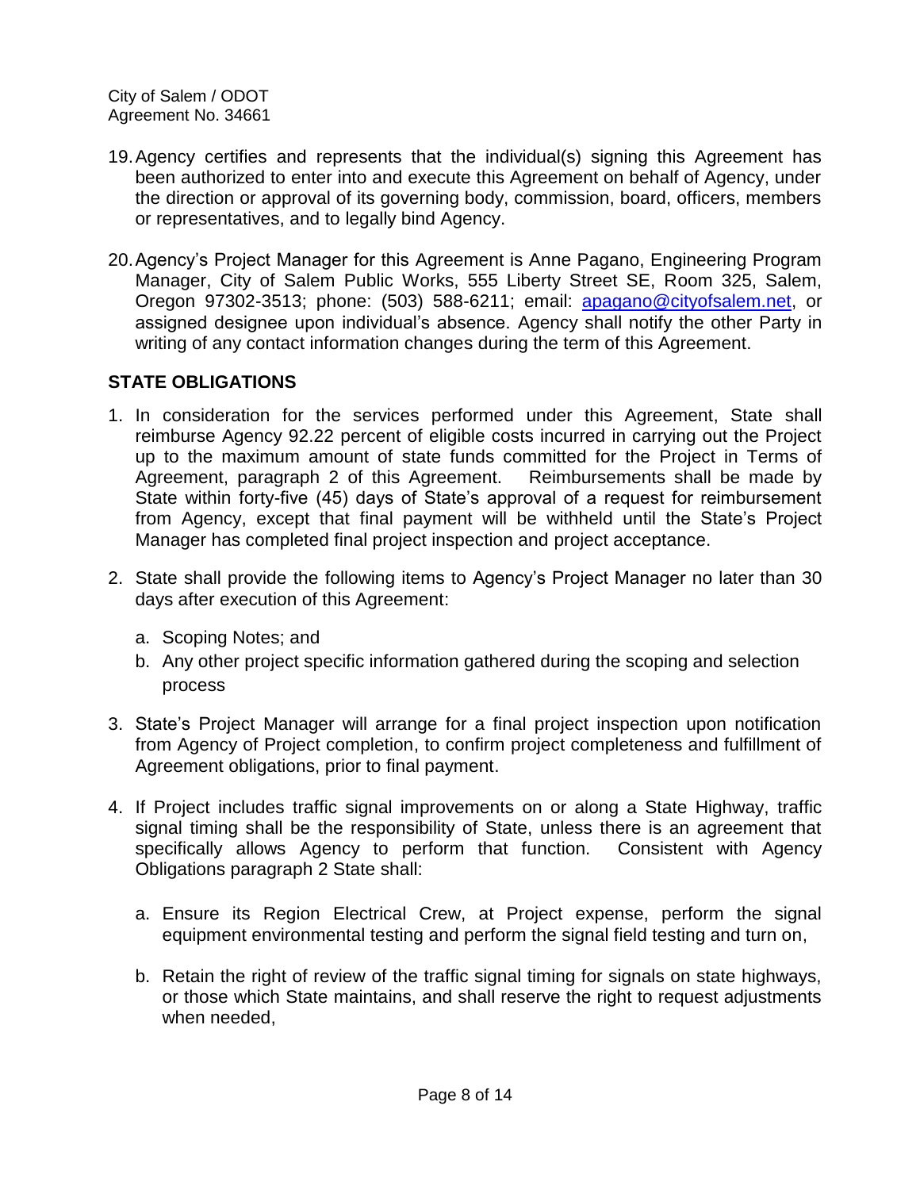19. Agency certifies and represents that the individual(s) signing this Agreement has been authorized to enter into and execute this Agreement on behalf of Agency, under the direction or approval of its governing body, commission, board, officers, members or representatives, and to legally bind Agency.

20. Agency's Project Manager for this Agreement is Anne Pagano, Engineering Program Manager, City of Salem Public Works, 555 Liberty Street SE, Room 325, Salem, Oregon 97302-3513; phone: (503) 588-6211; email: apagano@cityofsalem.net, or assigned designee upon individual's absence. Agency shall notify the other Party in writing of any contact information changes during the term of this Agreement.

## STATE OBLIGATIONS

1. In consideration for the services performed under this Agreement, State shall reimburse Agency 92.22 percent of eligible costs incurred in carrying out the Project up to the maximum amount of state funds committed for the Project in Terms of Agreement, paragraph 2 of this Agreement. Reimbursements shall be made by State within forty-five (45) days of State's approval of a request for reimbursement from Agency, except that final payment will be withheld until the State's Project Manager has completed final project inspection and project acceptance.

2. State shall provide the following items to Agency's Project Manager no later than 30 days after execution of this Agreement:

   a. Scoping Notes; and
   b. Any other project specific information gathered during the scoping and selection process

3. State's Project Manager will arrange for a final project inspection upon notification from Agency of Project completion, to confirm project completeness and fulfillment of Agreement obligations, prior to final payment.

4. If Project includes traffic signal improvements on or along a State Highway, traffic signal timing shall be the responsibility of State, unless there is an agreement that specifically allows Agency to perform that function. Consistent with Agency Obligations paragraph 2 State shall:

   a. Ensure its Region Electrical Crew, at Project expense, perform the signal equipment environmental testing and perform the signal field testing and turn on,

   b. Retain the right of review of the traffic signal timing for signals on state highways, or those which State maintains, and shall reserve the right to request adjustments when needed,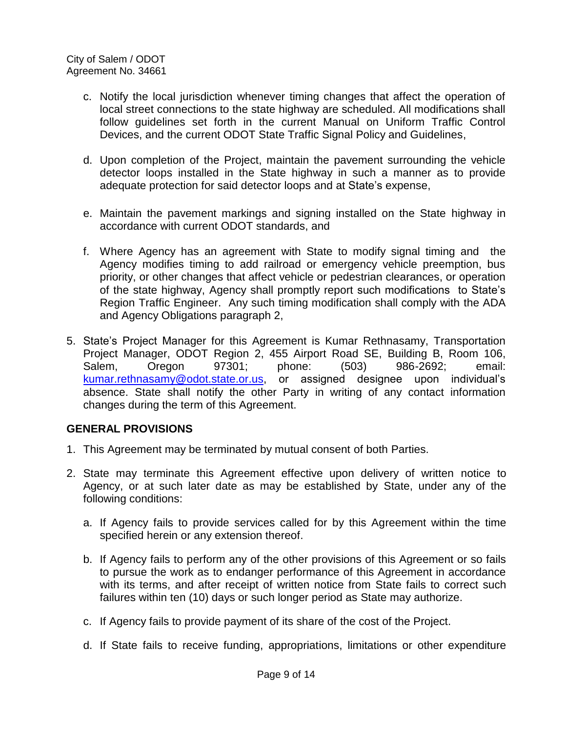c. Notify the local jurisdiction whenever timing changes that affect the operation of local street connections to the state highway are scheduled. All modifications shall follow guidelines set forth in the current Manual on Uniform Traffic Control Devices, and the current ODOT State Traffic Signal Policy and Guidelines,

d. Upon completion of the Project, maintain the pavement surrounding the vehicle detector loops installed in the State highway in such a manner as to provide adequate protection for said detector loops and at State's expense,

e. Maintain the pavement markings and signing installed on the State highway in accordance with current ODOT standards, and

f. Where Agency has an agreement with State to modify signal timing and the Agency modifies timing to add railroad or emergency vehicle preemption, bus priority, or other changes that affect vehicle or pedestrian clearances, or operation of the state highway, Agency shall promptly report such modifications to State's Region Traffic Engineer. Any such timing modification shall comply with the ADA and Agency Obligations paragraph 2,

5. State's Project Manager for this Agreement is Kumar Rethnasamy, Transportation Project Manager, ODOT Region 2, 455 Airport Road SE, Building B, Room 106, Salem, Oregon 97301; phone: (503) 986-2692; email: kumar.rethnasamy@odot.state.or.us, or assigned designee upon individual's absence. State shall notify the other Party in writing of any contact information changes during the term of this Agreement.

## GENERAL PROVISIONS

1. This Agreement may be terminated by mutual consent of both Parties.

2. State may terminate this Agreement effective upon delivery of written notice to Agency, or at such later date as may be established by State, under any of the following conditions:

   a. If Agency fails to provide services called for by this Agreement within the time specified herein or any extension thereof.

   b. If Agency fails to perform any of the other provisions of this Agreement or so fails to pursue the work as to endanger performance of this Agreement in accordance with its terms, and after receipt of written notice from State fails to correct such failures within ten (10) days or such longer period as State may authorize.

   c. If Agency fails to provide payment of its share of the cost of the Project.

   d. If State fails to receive funding, appropriations, limitations or other expenditure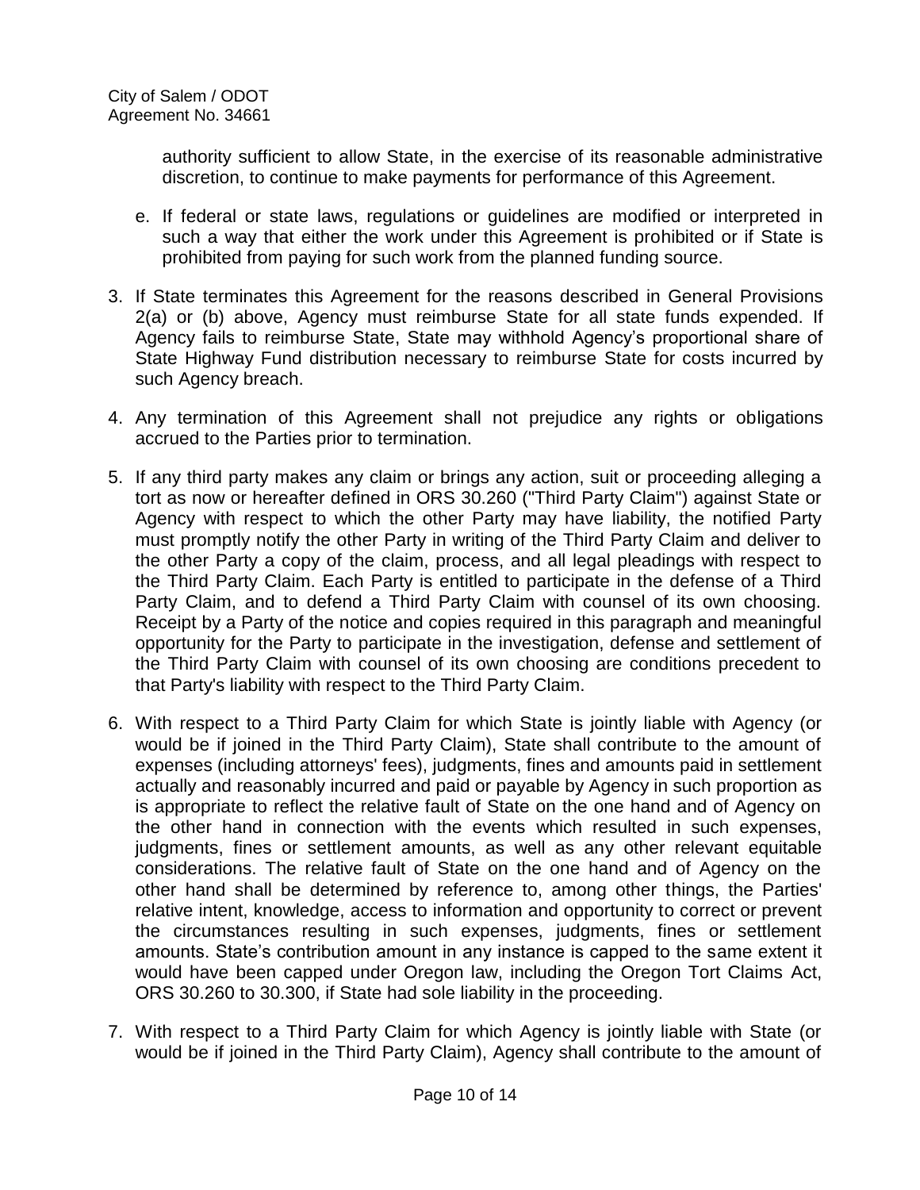authority sufficient to allow State, in the exercise of its reasonable administrative discretion, to continue to make payments for performance of this Agreement.

e. If federal or state laws, regulations or guidelines are modified or interpreted in such a way that either the work under this Agreement is prohibited or if State is prohibited from paying for such work from the planned funding source.

3. If State terminates this Agreement for the reasons described in General Provisions 2(a) or (b) above, Agency must reimburse State for all state funds expended. If Agency fails to reimburse State, State may withhold Agency's proportional share of State Highway Fund distribution necessary to reimburse State for costs incurred by such Agency breach.

4. Any termination of this Agreement shall not prejudice any rights or obligations accrued to the Parties prior to termination.

5. If any third party makes any claim or brings any action, suit or proceeding alleging a tort as now or hereafter defined in ORS 30.260 ("Third Party Claim") against State or Agency with respect to which the other Party may have liability, the notified Party must promptly notify the other Party in writing of the Third Party Claim and deliver to the other Party a copy of the claim, process, and all legal pleadings with respect to the Third Party Claim. Each Party is entitled to participate in the defense of a Third Party Claim, and to defend a Third Party Claim with counsel of its own choosing. Receipt by a Party of the notice and copies required in this paragraph and meaningful opportunity for the Party to participate in the investigation, defense and settlement of the Third Party Claim with counsel of its own choosing are conditions precedent to that Party's liability with respect to the Third Party Claim.

6. With respect to a Third Party Claim for which State is jointly liable with Agency (or would be if joined in the Third Party Claim), State shall contribute to the amount of expenses (including attorneys' fees), judgments, fines and amounts paid in settlement actually and reasonably incurred and paid or payable by Agency in such proportion as is appropriate to reflect the relative fault of State on the one hand and of Agency on the other hand in connection with the events which resulted in such expenses, judgments, fines or settlement amounts, as well as any other relevant equitable considerations. The relative fault of State on the one hand and of Agency on the other hand shall be determined by reference to, among other things, the Parties' relative intent, knowledge, access to information and opportunity to correct or prevent the circumstances resulting in such expenses, judgments, fines or settlement amounts. State's contribution amount in any instance is capped to the same extent it would have been capped under Oregon law, including the Oregon Tort Claims Act, ORS 30.260 to 30.300, if State had sole liability in the proceeding.

7. With respect to a Third Party Claim for which Agency is jointly liable with State (or would be if joined in the Third Party Claim), Agency shall contribute to the amount of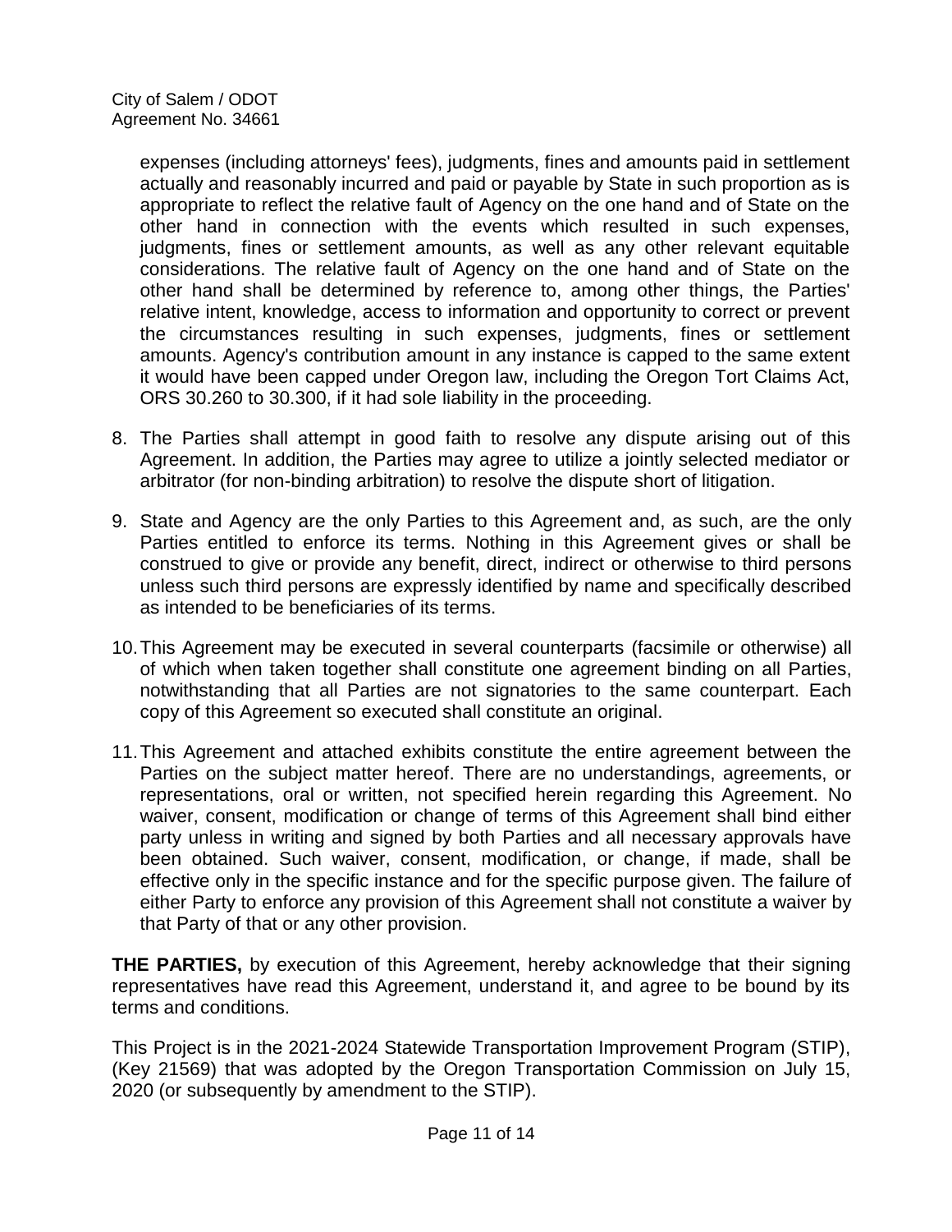expenses (including attorneys' fees), judgments, fines and amounts paid in settlement actually and reasonably incurred and paid or payable by State in such proportion as is appropriate to reflect the relative fault of Agency on the one hand and of State on the other hand in connection with the events which resulted in such expenses, judgments, fines or settlement amounts, as well as any other relevant equitable considerations. The relative fault of Agency on the one hand and of State on the other hand shall be determined by reference to, among other things, the Parties' relative intent, knowledge, access to information and opportunity to correct or prevent the circumstances resulting in such expenses, judgments, fines or settlement amounts. Agency's contribution amount in any instance is capped to the same extent it would have been capped under Oregon law, including the Oregon Tort Claims Act, ORS 30.260 to 30.300, if it had sole liability in the proceeding.

8. The Parties shall attempt in good faith to resolve any dispute arising out of this Agreement. In addition, the Parties may agree to utilize a jointly selected mediator or arbitrator (for non-binding arbitration) to resolve the dispute short of litigation.

9. State and Agency are the only Parties to this Agreement and, as such, are the only Parties entitled to enforce its terms. Nothing in this Agreement gives or shall be construed to give or provide any benefit, direct, indirect or otherwise to third persons unless such third persons are expressly identified by name and specifically described as intended to be beneficiaries of its terms.

10. This Agreement may be executed in several counterparts (facsimile or otherwise) all of which when taken together shall constitute one agreement binding on all Parties, notwithstanding that all Parties are not signatories to the same counterpart. Each copy of this Agreement so executed shall constitute an original.

11. This Agreement and attached exhibits constitute the entire agreement between the Parties on the subject matter hereof. There are no understandings, agreements, or representations, oral or written, not specified herein regarding this Agreement. No waiver, consent, modification or change of terms of this Agreement shall bind either party unless in writing and signed by both Parties and all necessary approvals have been obtained. Such waiver, consent, modification, or change, if made, shall be effective only in the specific instance and for the specific purpose given. The failure of either Party to enforce any provision of this Agreement shall not constitute a waiver by that Party of that or any other provision.

**THE PARTIES,** by execution of this Agreement, hereby acknowledge that their signing representatives have read this Agreement, understand it, and agree to be bound by its terms and conditions.

This Project is in the 2021-2024 Statewide Transportation Improvement Program (STIP), (Key 21569) that was adopted by the Oregon Transportation Commission on July 15, 2020 (or subsequently by amendment to the STIP).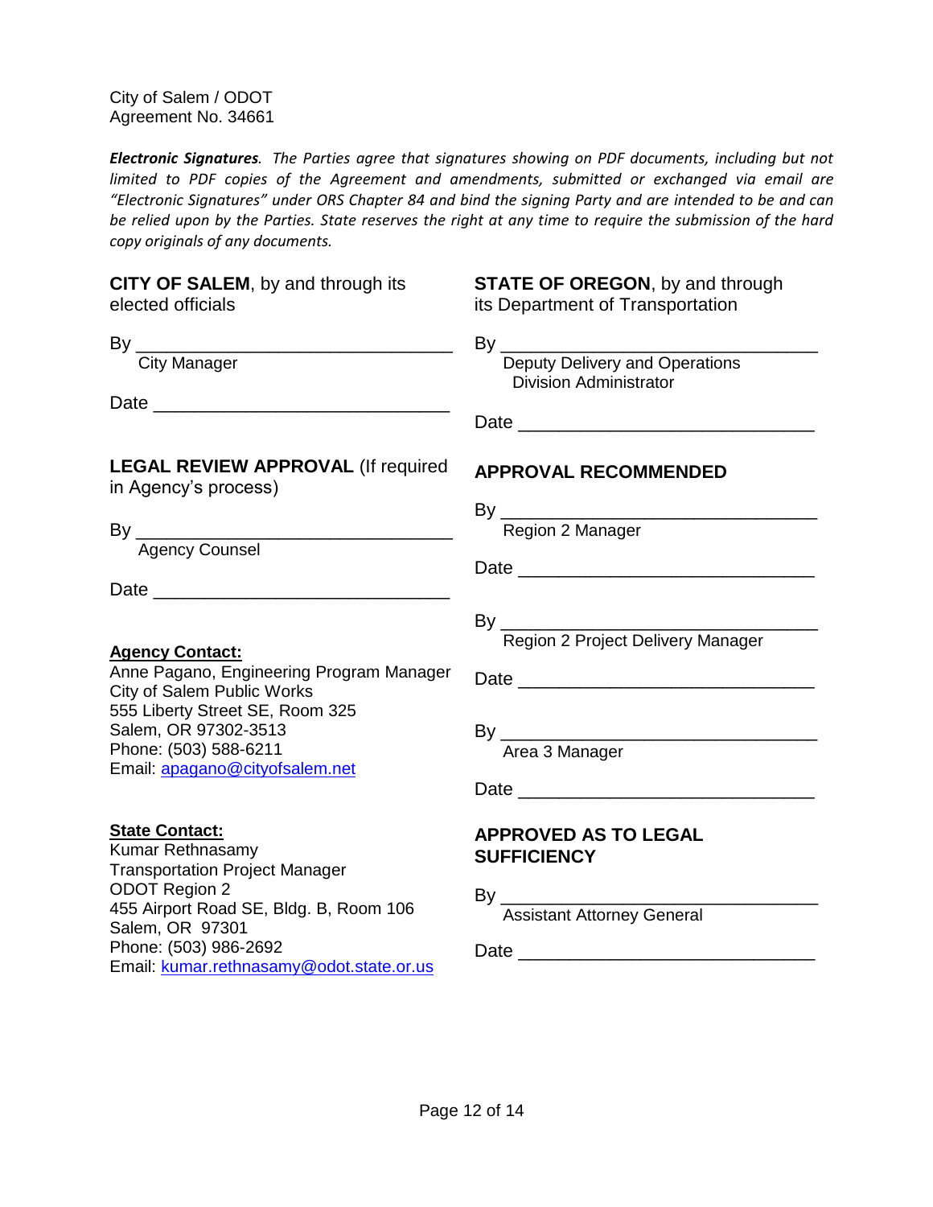City of Salem / ODOT
Agreement No. 34661

***Electronic Signatures**. The Parties agree that signatures showing on PDF documents, including but not limited to PDF copies of the Agreement and amendments, submitted or exchanged via email are "Electronic Signatures" under ORS Chapter 84 and bind the signing Party and are intended to be and can be relied upon by the Parties. State reserves the right at any time to require the submission of the hard copy originals of any documents.*

**CITY OF SALEM**, by and through its elected officials

By ________________________________
City Manager

Date ______________________________

**LEGAL REVIEW APPROVAL** (If required in Agency's process)

By ________________________________
Agency Counsel

Date ______________________________

**Agency Contact:**
Anne Pagano, Engineering Program Manager
City of Salem Public Works
555 Liberty Street SE, Room 325
Salem, OR 97302-3513
Phone: (503) 588-6211
Email: apagano@cityofsalem.net

**State Contact:**
Kumar Rethnasamy
Transportation Project Manager
ODOT Region 2
455 Airport Road SE, Bldg. B, Room 106
Salem, OR 97301
Phone: (503) 986-2692
Email: kumar.rethnasamy@odot.state.or.us

**STATE OF OREGON**, by and through its Department of Transportation

By ________________________________
Deputy Delivery and Operations Division Administrator

Date ______________________________

**APPROVAL RECOMMENDED**

By ________________________________
Region 2 Manager

Date ______________________________

By ________________________________
Region 2 Project Delivery Manager

Date ______________________________

By ________________________________
Area 3 Manager

Date ______________________________

**APPROVED AS TO LEGAL SUFFICIENCY**

By ________________________________
Assistant Attorney General

Date ______________________________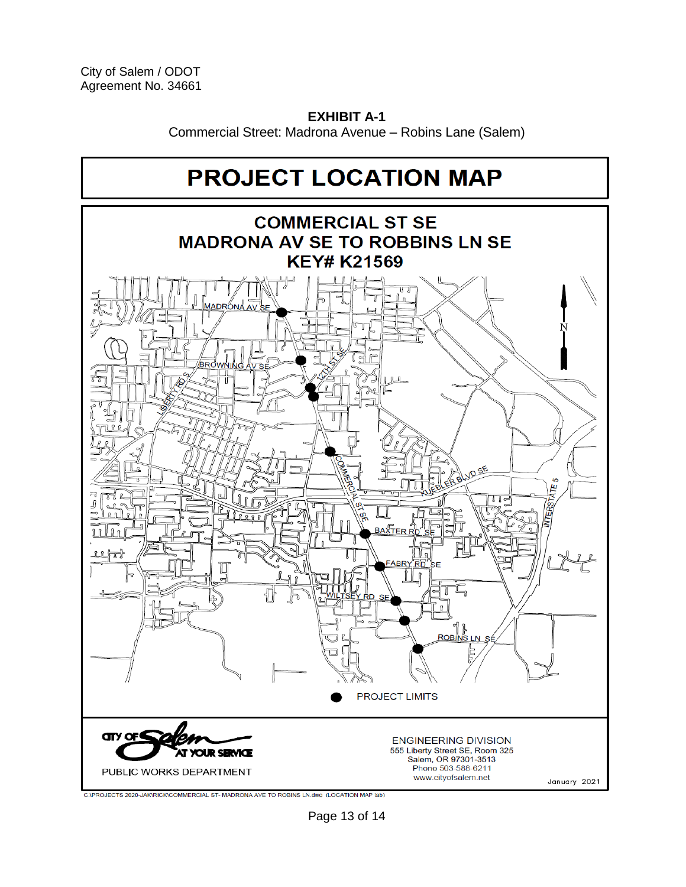City of Salem / ODOT
Agreement No. 34661

**EXHIBIT A-1**

Commercial Street: Madrona Avenue – Robins Lane (Salem)

# PROJECT LOCATION MAP

## COMMERCIAL ST SE
## MADRONA AV SE TO ROBBINS LN SE
## KEY# K21569

MADRONA AV SE

BROWNING AV SE

12TH ST SE

LIBERTY RD S

COMMERCIAL ST SE

KUEBLER BLVD SE

INTERSTATE 5

BAXTER RD SE

FABRY RD SE

WILTSEY RD SE

ROBINS LN SE

N

● PROJECT LIMITS

CITY OF Salem AT YOUR SERVICE

PUBLIC WORKS DEPARTMENT

ENGINEERING DIVISION
555 Liberty Street SE, Room 325
Salem, OR 97301-3513
Phone 503-588-6211
www.cityofsalem.net

January 2021

C:\PROJECTS 2020-JAK\RICK\COMMERCIAL ST- MADRONA AVE TO ROBINS LN.dwg (LOCATION MAP tab)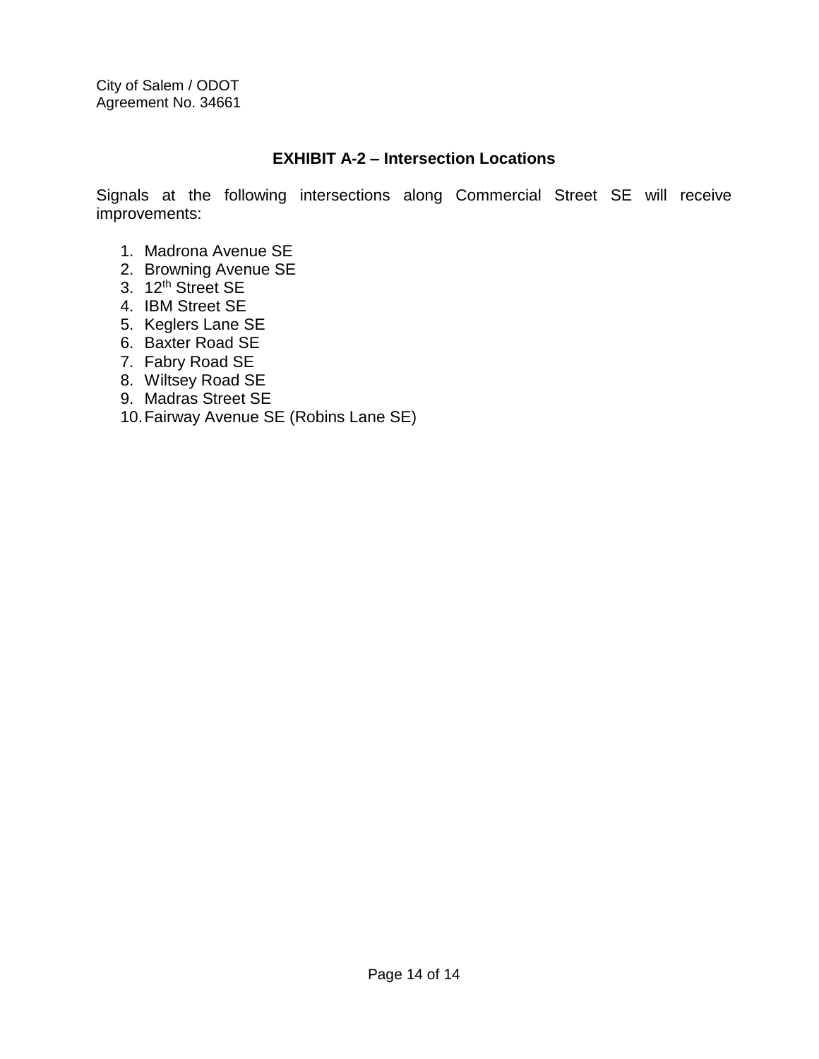City of Salem / ODOT
Agreement No. 34661

## EXHIBIT A-2 – Intersection Locations

Signals at the following intersections along Commercial Street SE will receive improvements:

1. Madrona Avenue SE
2. Browning Avenue SE
3. 12th Street SE
4. IBM Street SE
5. Keglers Lane SE
6. Baxter Road SE
7. Fabry Road SE
8. Wiltsey Road SE
9. Madras Street SE
10. Fairway Avenue SE (Robins Lane SE)